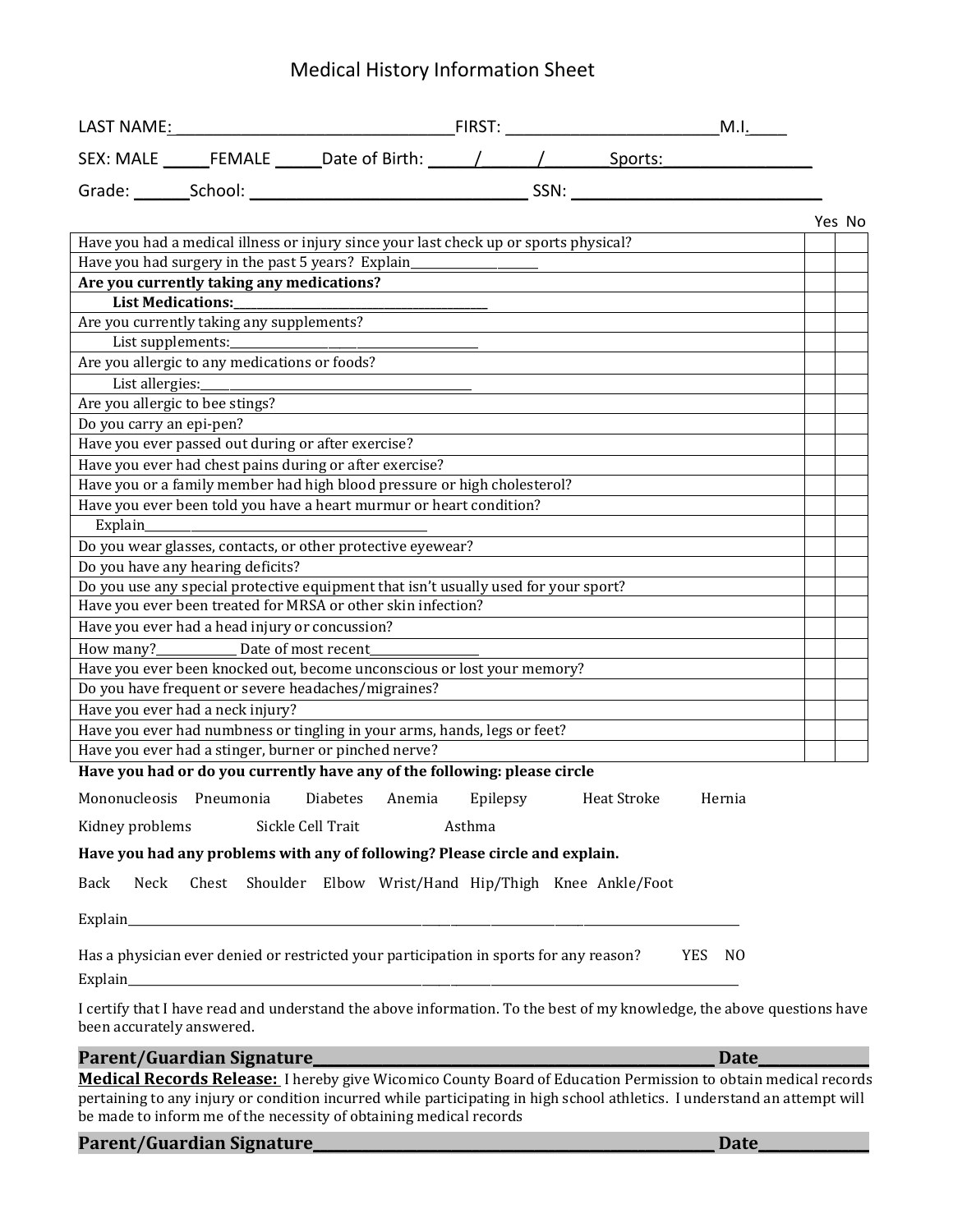# Medical History Information Sheet

LAST NAME: ________________________________ FIRST: ________________________ M.I. _____

SEX: MALE _____ FEMALE _____ Date of Birth: _____/______/_______ Sports: _________________

Grade: ______ School: _______________________________ SSN: ____________________________

| | Yes | No |
|---|---|---|
| Have you had a medical illness or injury since your last check up or sports physical? | | |
| Have you had surgery in the past 5 years? Explain____________________ | | |
| **Are you currently taking any medications?** | | |
| **List Medications:**________________________________________ | | |
| Are you currently taking any supplements? | | |
| List supplements:__________________________________________ | | |
| Are you allergic to any medications or foods? | | |
| List allergies:_____________________________________________ | | |
| Are you allergic to bee stings? | | |
| Do you carry an epi-pen? | | |
| Have you ever passed out during or after exercise? | | |
| Have you ever had chest pains during or after exercise? | | |
| Have you or a family member had high blood pressure or high cholesterol? | | |
| Have you ever been told you have a heart murmur or heart condition? | | |
| Explain__________________________________________________ | | |
| Do you wear glasses, contacts, or other protective eyewear? | | |
| Do you have any hearing deficits? | | |
| Do you use any special protective equipment that isn't usually used for your sport? | | |
| Have you ever been treated for MRSA or other skin infection? | | |
| Have you ever had a head injury or concussion? | | |
| How many?_____________ Date of most recent_________________ | | |
| Have you ever been knocked out, become unconscious or lost your memory? | | |
| Do you have frequent or severe headaches/migraines? | | |
| Have you ever had a neck injury? | | |
| Have you ever had numbness or tingling in your arms, hands, legs or feet? | | |
| Have you ever had a stinger, burner or pinched nerve? | | |

**Have you had or do you currently have any of the following: please circle**

Mononucleosis Pneumonia Diabetes Anemia Epilepsy Heat Stroke Hernia

Kidney problems Sickle Cell Trait Asthma

**Have you had any problems with any of following? Please circle and explain.**

Back Neck Chest Shoulder Elbow Wrist/Hand Hip/Thigh Knee Ankle/Foot

Explain________________________________________________________________________________

Has a physician ever denied or restricted your participation in sports for any reason? YES NO

Explain________________________________________________________________________________

I certify that I have read and understand the above information. To the best of my knowledge, the above questions have been accurately answered.

**Parent/Guardian Signature**_______________________________________________ **Date**_____________

**Medical Records Release:** I hereby give Wicomico County Board of Education Permission to obtain medical records pertaining to any injury or condition incurred while participating in high school athletics. I understand an attempt will be made to inform me of the necessity of obtaining medical records

**Parent/Guardian Signature**_______________________________________________ **Date**_____________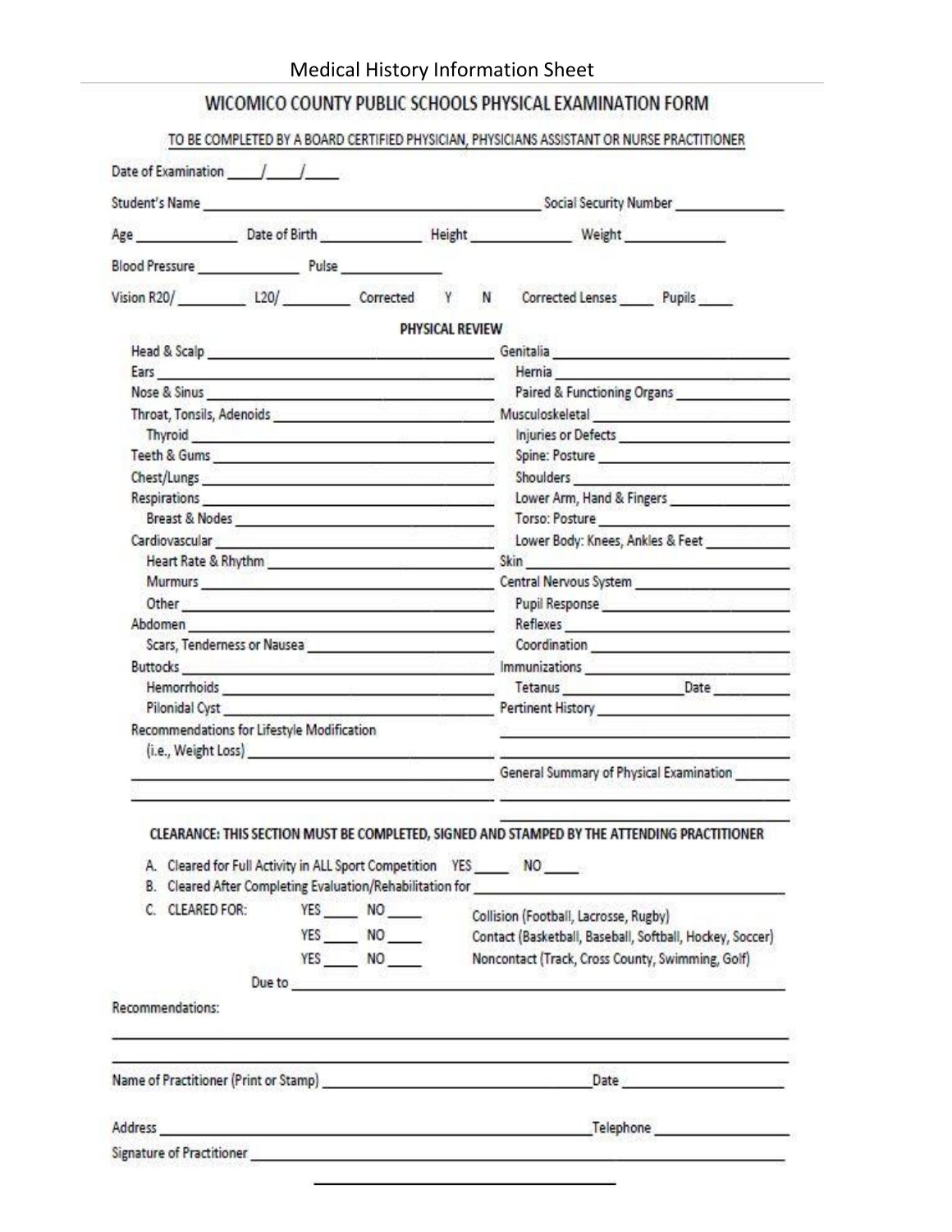Medical History Information Sheet

# WICOMICO COUNTY PUBLIC SCHOOLS PHYSICAL EXAMINATION FORM

TO BE COMPLETED BY A BOARD CERTIFIED PHYSICIAN, PHYSICIANS ASSISTANT OR NURSE PRACTITIONER

Date of Examination ____/____/____

Student's Name ______________________________ Social Security Number ______________

Age ____________ Date of Birth ____________ Height ____________ Weight ____________

Blood Pressure ____________ Pulse ____________

Vision R20/ ________ L20/ ________ Corrected Y N Corrected Lenses _____ Pupils _____

## PHYSICAL REVIEW

Head & Scalp ______________________________

Ears ______________________________

Nose & Sinus ______________________________

Throat, Tonsils, Adenoids ______________________________

Thyroid ______________________________

Teeth & Gums ______________________________

Chest/Lungs ______________________________

Respirations ______________________________

Breast & Nodes ______________________________

Cardiovascular ______________________________

Heart Rate & Rhythm ______________________________

Murmurs ______________________________

Other ______________________________

Abdomen ______________________________

Scars, Tenderness or Nausea ______________________________

Buttocks ______________________________

Hemorrhoids ______________________________

Pilonidal Cyst ______________________________

Recommendations for Lifestyle Modification

(i.e., Weight Loss) ______________________________

______________________________

______________________________

Genitalia ______________________________

Hernia ______________________________

Paired & Functioning Organs ______________________________

Musculoskeletal ______________________________

Injuries or Defects ______________________________

Spine: Posture ______________________________

Shoulders ______________________________

Lower Arm, Hand & Fingers ______________________________

Torso: Posture ______________________________

Lower Body: Knees, Ankles & Feet ______________________________

Skin ______________________________

Central Nervous System ______________________________

Pupil Response ______________________________

Reflexes ______________________________

Coordination ______________________________

Immunizations ______________________________

Tetanus ______________ Date __________

Pertinent History ______________________________

______________________________

______________________________

General Summary of Physical Examination ______________

______________________________

______________________________

## CLEARANCE: THIS SECTION MUST BE COMPLETED, SIGNED AND STAMPED BY THE ATTENDING PRACTITIONER

A. Cleared for Full Activity in ALL Sport Competition YES _____ NO _____

B. Cleared After Completing Evaluation/Rehabilitation for ______________________________

C. CLEARED FOR:

YES _____ NO _____ Collision (Football, Lacrosse, Rugby)

YES _____ NO _____ Contact (Basketball, Baseball, Softball, Hockey, Soccer)

YES _____ NO _____ Noncontact (Track, Cross County, Swimming, Golf)

Due to ______________________________

Recommendations:

______________________________

______________________________

Name of Practitioner (Print or Stamp) ______________________________ Date ______________

Address ______________________________ Telephone ______________

Signature of Practitioner ______________________________